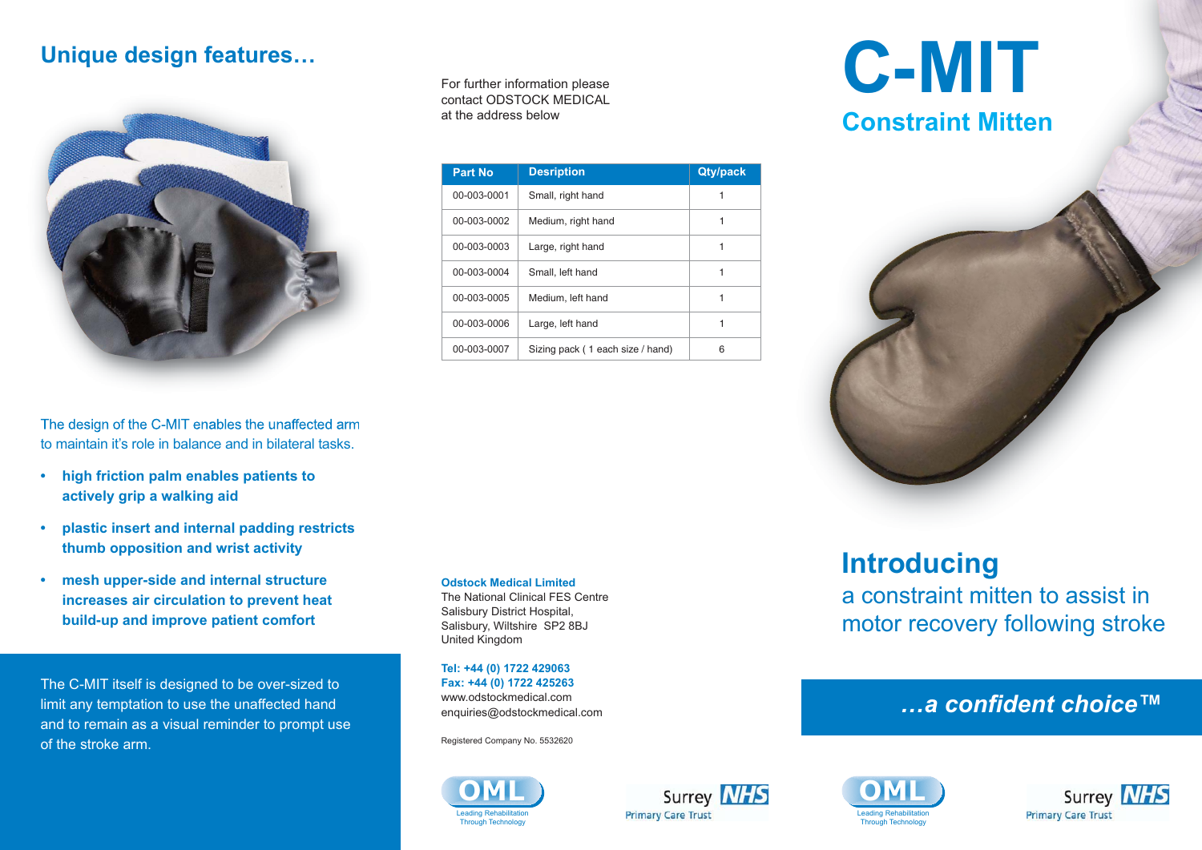## Unique design features…

The design of the C-MIT enables the unaffected arm to maintain it's role in balance and in bilateral tasks.

- **high friction palm enables patients to actively grip a walking aid**
- **plastic insert and internal padding restricts thumb opposition and wrist activity**
- **mesh upper-side and internal structure increases air circulation to prevent heat build-up and improve patient comfort**

The C-MIT itself is designed to be over-sized to limit any temptation to use the unaffected hand and to remain as a visual reminder to prompt use of the stroke arm.

For further information please contact ODSTOCK MEDICAL at the address below

| Part No | Desription | Qty/pack |
|---|---|---|
| 00-003-0001 | Small, right hand | 1 |
| 00-003-0002 | Medium, right hand | 1 |
| 00-003-0003 | Large, right hand | 1 |
| 00-003-0004 | Small, left hand | 1 |
| 00-003-0005 | Medium, left hand | 1 |
| 00-003-0006 | Large, left hand | 1 |
| 00-003-0007 | Sizing pack ( 1 each size / hand) | 6 |

**Odstock Medical Limited**
The National Clinical FES Centre
Salisbury District Hospital,
Salisbury, Wiltshire SP2 8BJ
United Kingdom

**Tel: +44 (0) 1722 429063**
**Fax: +44 (0) 1722 425263**
www.odstockmedical.com
enquiries@odstockmedical.com

Registered Company No. 5532620

OML Leading Rehabilitation Through Technology

Surrey NHS Primary Care Trust

# C-MIT
## Constraint Mitten

## Introducing
a constraint mitten to assist in motor recovery following stroke

***…a confident choice™***

OML Leading Rehabilitation Through Technology

Surrey NHS Primary Care Trust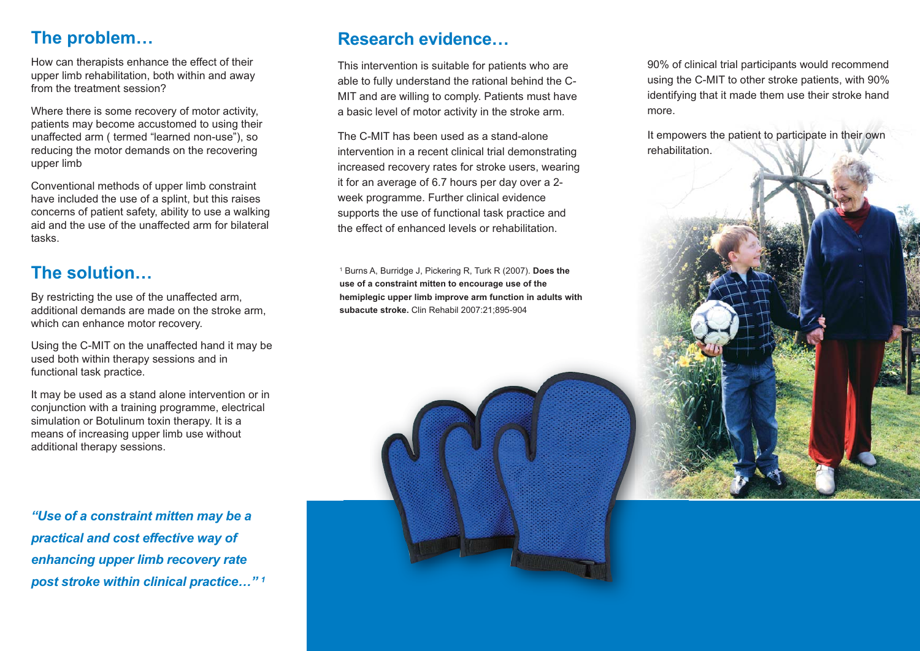## The problem…

How can therapists enhance the effect of their upper limb rehabilitation, both within and away from the treatment session?

Where there is some recovery of motor activity, patients may become accustomed to using their unaffected arm ( termed "learned non-use"), so reducing the motor demands on the recovering upper limb

Conventional methods of upper limb constraint have included the use of a splint, but this raises concerns of patient safety, ability to use a walking aid and the use of the unaffected arm for bilateral tasks.

## The solution…

By restricting the use of the unaffected arm, additional demands are made on the stroke arm, which can enhance motor recovery.

Using the C-MIT on the unaffected hand it may be used both within therapy sessions and in functional task practice.

It may be used as a stand alone intervention or in conjunction with a training programme, electrical simulation or Botulinum toxin therapy. It is a means of increasing upper limb use without additional therapy sessions.

***"Use of a constraint mitten may be a practical and cost effective way of enhancing upper limb recovery rate post stroke within clinical practice…"*** [1]

## Research evidence…

This intervention is suitable for patients who are able to fully understand the rational behind the C-MIT and are willing to comply. Patients must have a basic level of motor activity in the stroke arm.

The C-MIT has been used as a stand-alone intervention in a recent clinical trial demonstrating increased recovery rates for stroke users, wearing it for an average of 6.7 hours per day over a 2-week programme. Further clinical evidence supports the use of functional task practice and the effect of enhanced levels or rehabilitation.

[1] Burns A, Burridge J, Pickering R, Turk R (2007). **Does the use of a constraint mitten to encourage use of the hemiplegic upper limb improve arm function in adults with subacute stroke.** Clin Rehabil 2007:21;895-904

90% of clinical trial participants would recommend using the C-MIT to other stroke patients, with 90% identifying that it made them use their stroke hand more.

It empowers the patient to participate in their own rehabilitation.